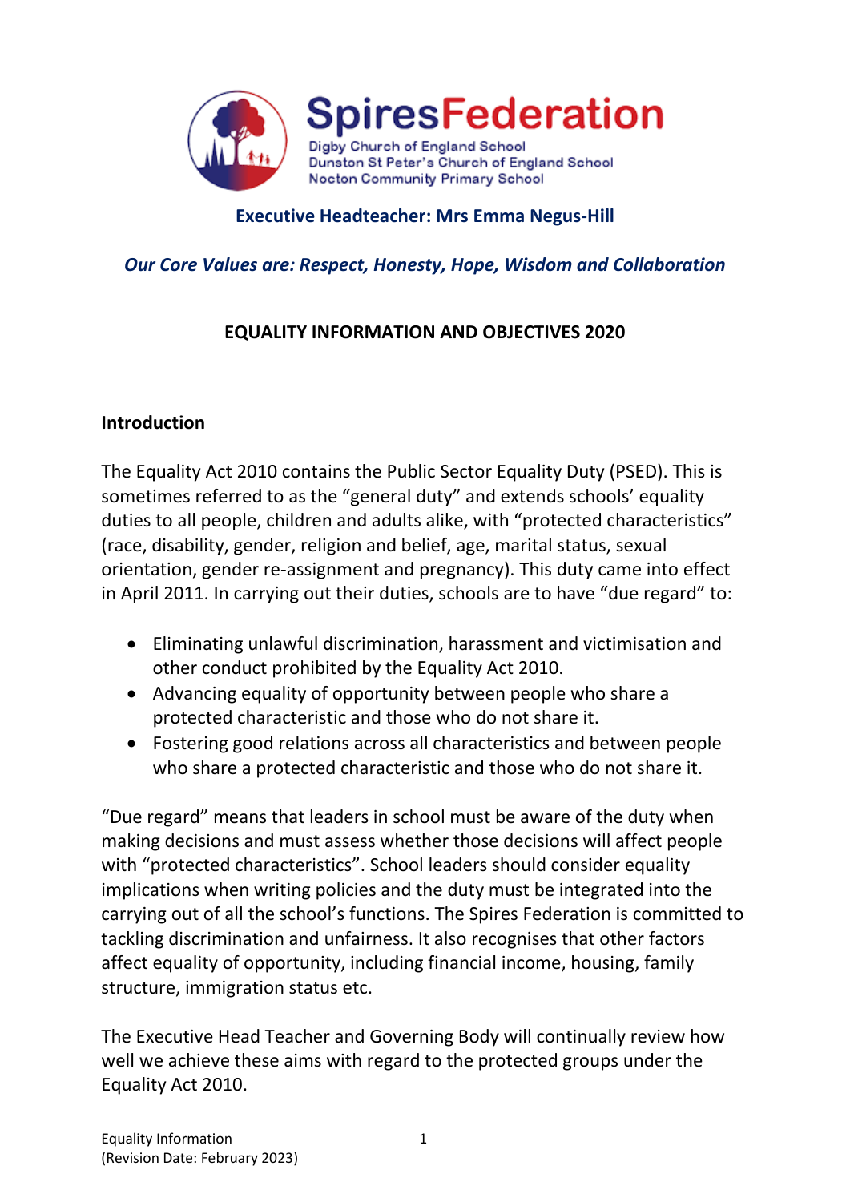# SpiresFederation

Digby Church of England School
Dunston St Peter's Church of England School
Nocton Community Primary School

**Executive Headteacher: Mrs Emma Negus-Hill**

***Our Core Values are: Respect, Honesty, Hope, Wisdom and Collaboration***

## EQUALITY INFORMATION AND OBJECTIVES 2020

### Introduction

The Equality Act 2010 contains the Public Sector Equality Duty (PSED). This is sometimes referred to as the "general duty" and extends schools' equality duties to all people, children and adults alike, with "protected characteristics" (race, disability, gender, religion and belief, age, marital status, sexual orientation, gender re-assignment and pregnancy). This duty came into effect in April 2011. In carrying out their duties, schools are to have "due regard" to:

- Eliminating unlawful discrimination, harassment and victimisation and other conduct prohibited by the Equality Act 2010.
- Advancing equality of opportunity between people who share a protected characteristic and those who do not share it.
- Fostering good relations across all characteristics and between people who share a protected characteristic and those who do not share it.

"Due regard" means that leaders in school must be aware of the duty when making decisions and must assess whether those decisions will affect people with "protected characteristics". School leaders should consider equality implications when writing policies and the duty must be integrated into the carrying out of all the school's functions. The Spires Federation is committed to tackling discrimination and unfairness. It also recognises that other factors affect equality of opportunity, including financial income, housing, family structure, immigration status etc.

The Executive Head Teacher and Governing Body will continually review how well we achieve these aims with regard to the protected groups under the Equality Act 2010.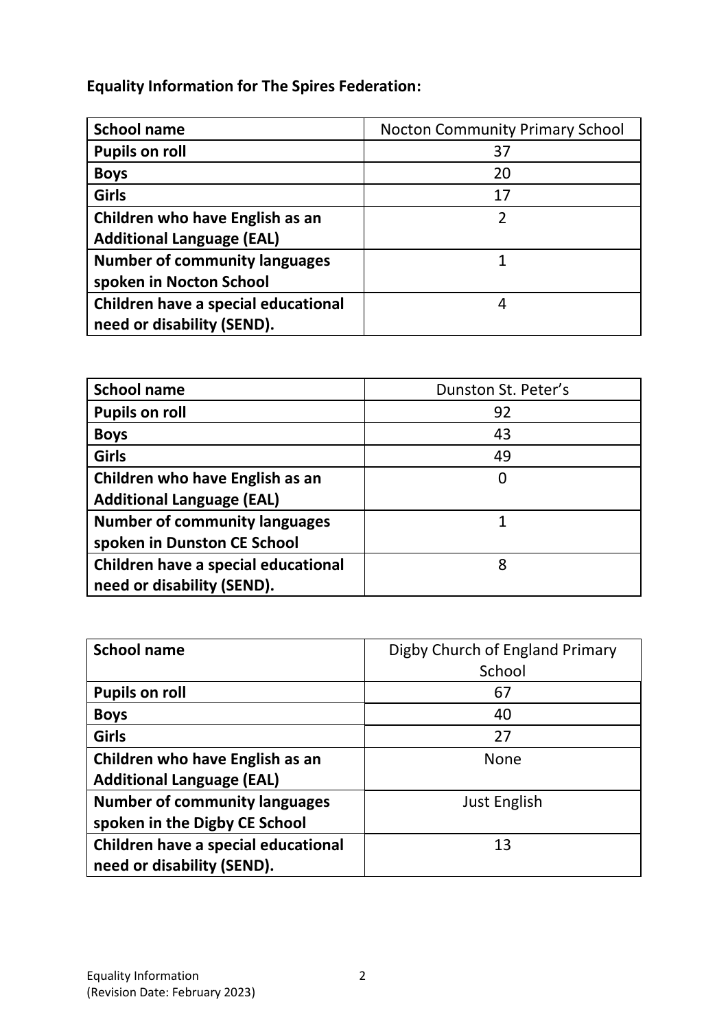**Equality Information for The Spires Federation:**

| **School name** | Nocton Community Primary School |
| --- | --- |
| **Pupils on roll** | 37 |
| **Boys** | 20 |
| **Girls** | 17 |
| **Children who have English as an Additional Language (EAL)** | 2 |
| **Number of community languages spoken in Nocton School** | 1 |
| **Children have a special educational need or disability (SEND).** | 4 |

| **School name** | Dunston St. Peter's |
| --- | --- |
| **Pupils on roll** | 92 |
| **Boys** | 43 |
| **Girls** | 49 |
| **Children who have English as an Additional Language (EAL)** | 0 |
| **Number of community languages spoken in Dunston CE School** | 1 |
| **Children have a special educational need or disability (SEND).** | 8 |

| **School name** | Digby Church of England Primary School |
| --- | --- |
| **Pupils on roll** | 67 |
| **Boys** | 40 |
| **Girls** | 27 |
| **Children who have English as an Additional Language (EAL)** | None |
| **Number of community languages spoken in the Digby CE School** | Just English |
| **Children have a special educational need or disability (SEND).** | 13 |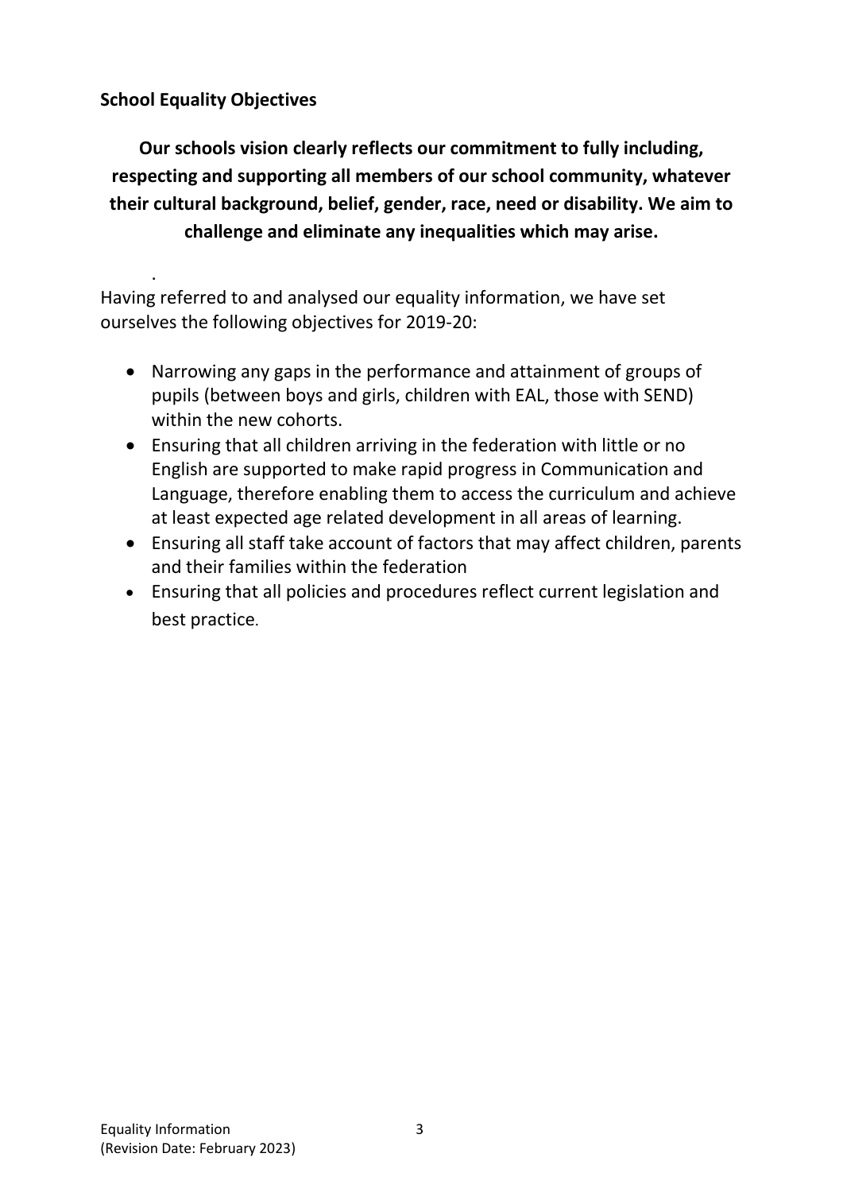**School Equality Objectives**

**Our schools vision clearly reflects our commitment to fully including, respecting and supporting all members of our school community, whatever their cultural background, belief, gender, race, need or disability. We aim to challenge and eliminate any inequalities which may arise.**

.

Having referred to and analysed our equality information, we have set ourselves the following objectives for 2019-20:

- Narrowing any gaps in the performance and attainment of groups of pupils (between boys and girls, children with EAL, those with SEND) within the new cohorts.
- Ensuring that all children arriving in the federation with little or no English are supported to make rapid progress in Communication and Language, therefore enabling them to access the curriculum and achieve at least expected age related development in all areas of learning.
- Ensuring all staff take account of factors that may affect children, parents and their families within the federation
- Ensuring that all policies and procedures reflect current legislation and best practice.